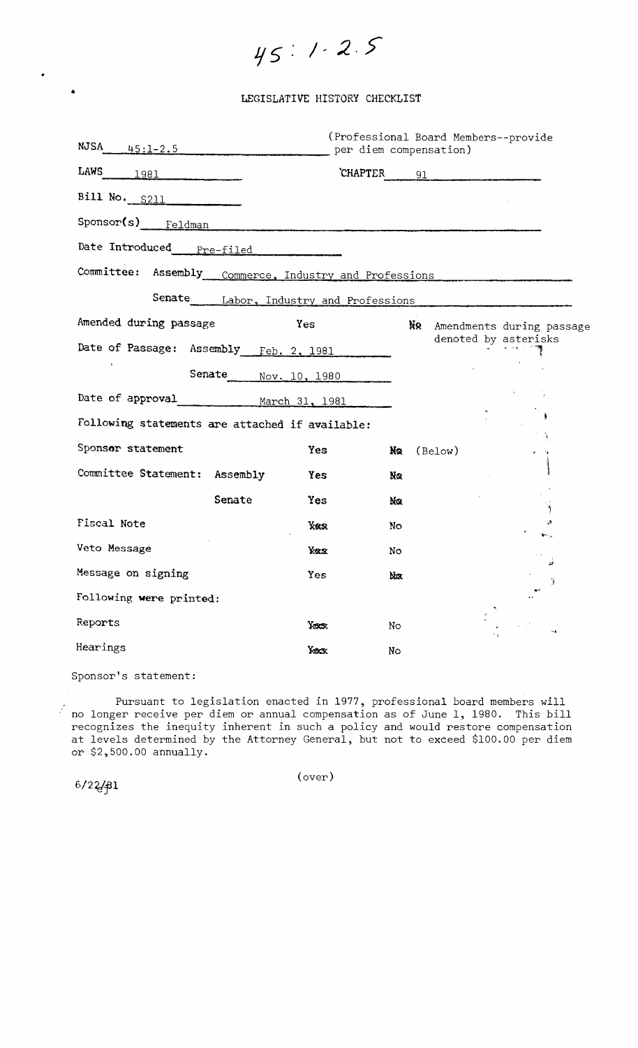# 45 : 1-2.5

## LEGISLATIVE HISTORY CHECKLIST

NJSA 45:1-2.5 (Professional Board Members--provide per diem compensation)

LAWS 1981 CHAPTER 91

Bill No. S211

Sponsor(s) Feldman

Date Introduced Pre-filed

Committee: Assembly Commerce, Industry and Professions

Senate Labor, Industry and Professions

Amended during passage Yes ~~No~~ Amendments during passage denoted by asterisks

Date of Passage: Assembly Feb. 2, 1981

Senate Nov. 10, 1980

Date of approval March 31, 1981

Following statements are attached if available:

| | | | |
|---|---|---|---|
| Sponsor statement | Yes | ~~No~~ | (Below) |
| Committee Statement: Assembly | Yes | ~~No~~ | |
| Senate | Yes | ~~No~~ | |
| Fiscal Note | ~~Yes~~ | No | |
| Veto Message | ~~Yes~~ | No | |
| Message on signing | Yes | ~~No~~ | |

Following were printed:

| | | |
|---|---|---|
| Reports | ~~Yes~~ | No |
| Hearings | ~~Yes~~ | No |

Sponsor's statement:

Pursuant to legislation enacted in 1977, professional board members will no longer receive per diem or annual compensation as of June 1, 1980. This bill recognizes the inequity inherent in such a policy and would restore compensation at levels determined by the Attorney General, but not to exceed $100.00 per diem or $2,500.00 annually.

6/22/81

(over)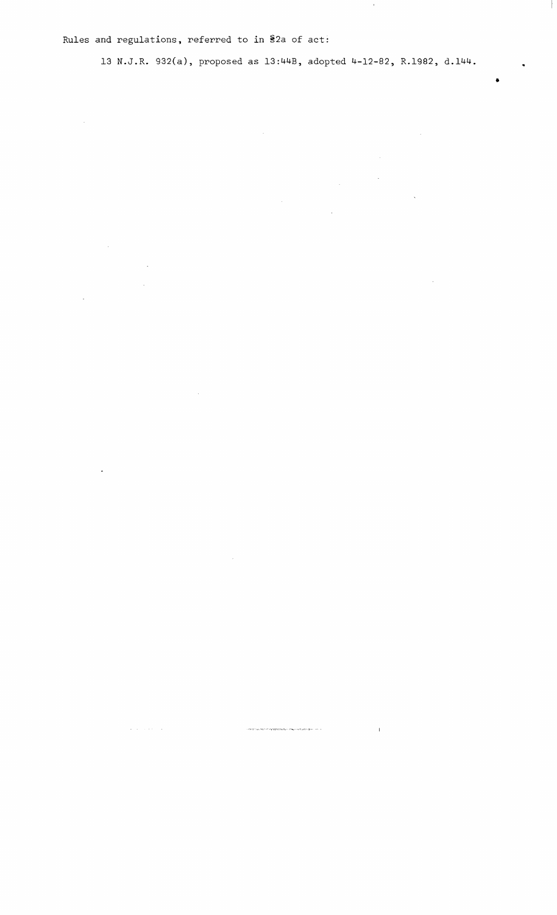Rules and regulations, referred to in §2a of act:

13 N.J.R. 932(a), proposed as 13:44B, adopted 4-12-82, R.1982, d.144.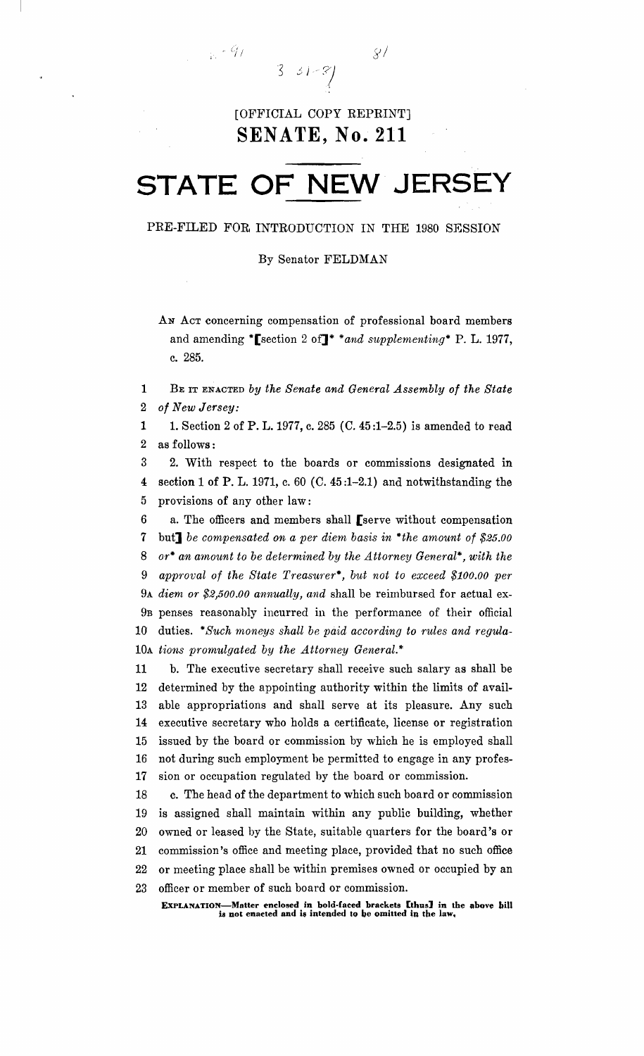[OFFICIAL COPY REPRINT]

# SENATE, No. 211

# STATE OF NEW JERSEY

PRE-FILED FOR INTRODUCTION IN THE 1980 SESSION

By Senator FELDMAN

AN ACT concerning compensation of professional board members and amending *[section 2 of]* *and supplementing* P. L. 1977, c. 285.

1 BE IT ENACTED *by the Senate and General Assembly of the State*
2 *of New Jersey:*

1 1. Section 2 of P. L. 1977, c. 285 (C. 45:1–2.5) is amended to read
2 as follows:

3 2. With respect to the boards or commissions designated in
4 section 1 of P. L. 1971, c. 60 (C. 45:1–2.1) and notwithstanding the
5 provisions of any other law:

6 a. The officers and members shall [serve without compensation
7 but] *be compensated on a per diem basis in *the amount of $25.00*
8 *or* an amount to be determined by the Attorney General*, with the*
9 *approval of the State Treasurer*, but not to exceed $100.00 per*
9A *diem or $2,500.00 annually, and* shall be reimbursed for actual ex-
9B penses reasonably incurred in the performance of their official
10 duties. **Such moneys shall be paid according to rules and regula-*
10A *tions promulgated by the Attorney General.**

11 b. The executive secretary shall receive such salary as shall be
12 determined by the appointing authority within the limits of avail-
13 able appropriations and shall serve at its pleasure. Any such
14 executive secretary who holds a certificate, license or registration
15 issued by the board or commission by which he is employed shall
16 not during such employment be permitted to engage in any profes-
17 sion or occupation regulated by the board or commission.

18 c. The head of the department to which such board or commission
19 is assigned shall maintain within any public building, whether
20 owned or leased by the State, suitable quarters for the board's or
21 commission's office and meeting place, provided that no such office
22 or meeting place shall be within premises owned or occupied by an
23 officer or member of such board or commission.

**EXPLANATION—Matter enclosed in bold-faced brackets [thus] in the above bill is not enacted and is intended to be omitted in the law.**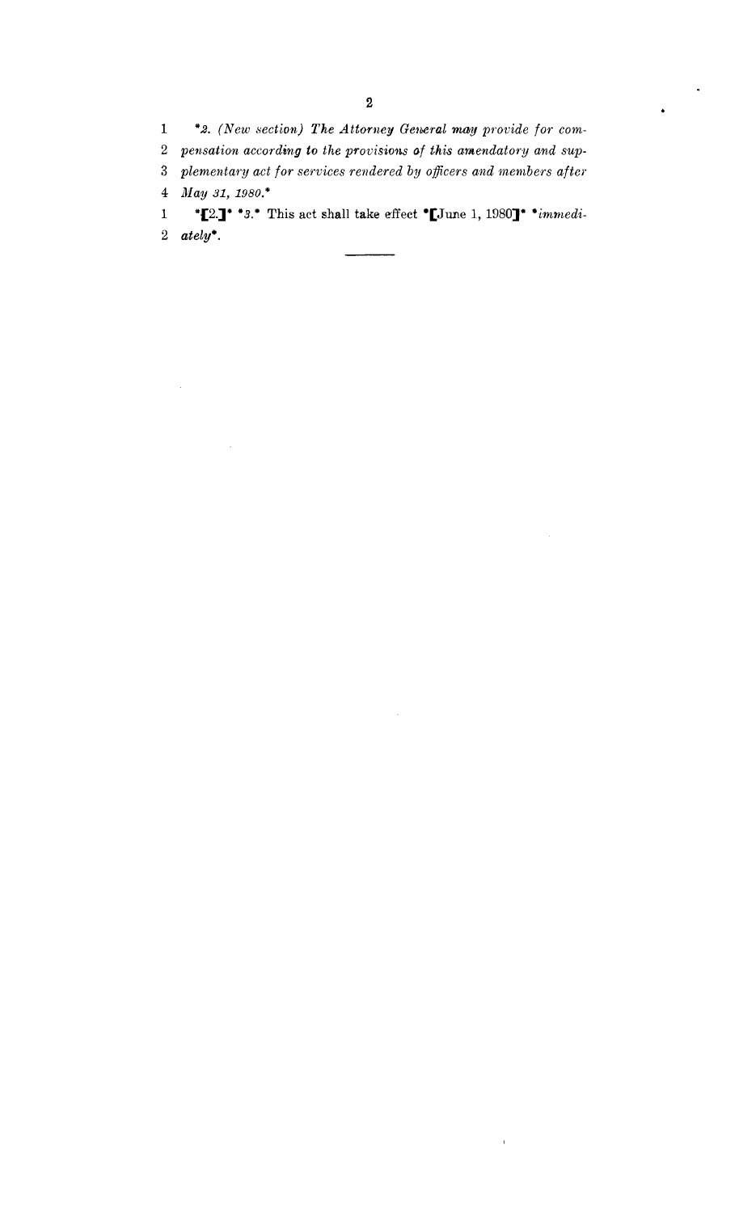1 **2. (New section) The Attorney General may provide for com-*
2 *pensation according to the provisions of this amendatory and sup-*
3 *plementary act for services rendered by officers and members after*
4 *May 31, 1980.**

1 *[2.]* *3.* This act shall take effect *[June 1, 1980]* **immedi-*
2 *ately**.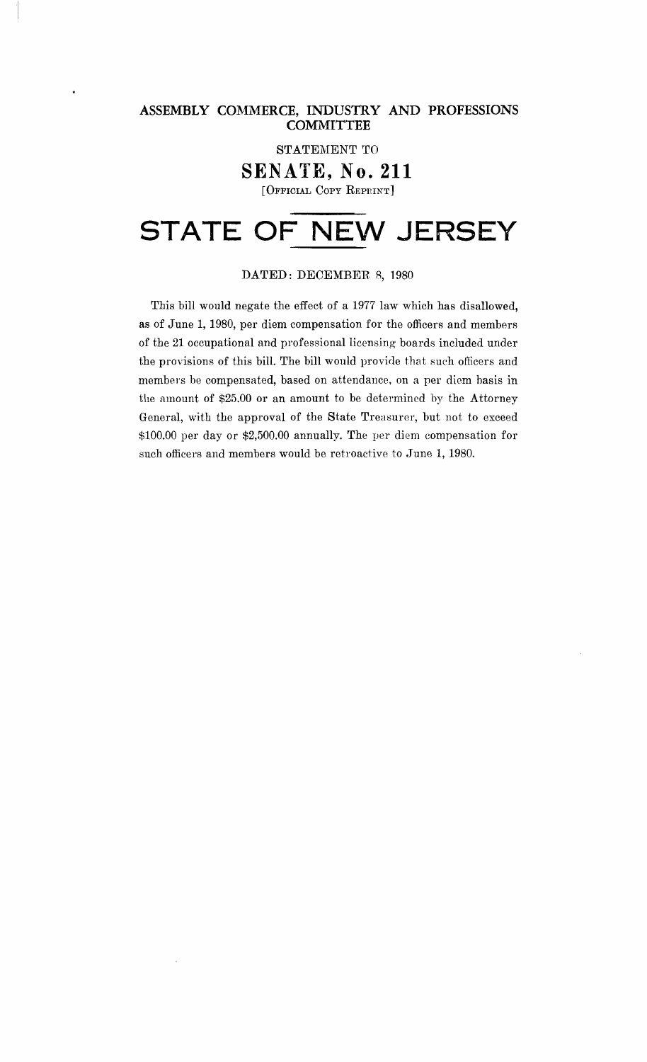# ASSEMBLY COMMERCE, INDUSTRY AND PROFESSIONS COMMITTEE

STATEMENT TO

## SENATE, No. 211

[OFFICIAL COPY REPRINT]

# STATE OF NEW JERSEY

DATED: DECEMBER 8, 1980

This bill would negate the effect of a 1977 law which has disallowed, as of June 1, 1980, per diem compensation for the officers and members of the 21 occupational and professional licensing boards included under the provisions of this bill. The bill would provide that such officers and members be compensated, based on attendance, on a per diem basis in the amount of $25.00 or an amount to be determined by the Attorney General, with the approval of the State Treasurer, but not to exceed $100.00 per day or $2,500.00 annually. The per diem compensation for such officers and members would be retroactive to June 1, 1980.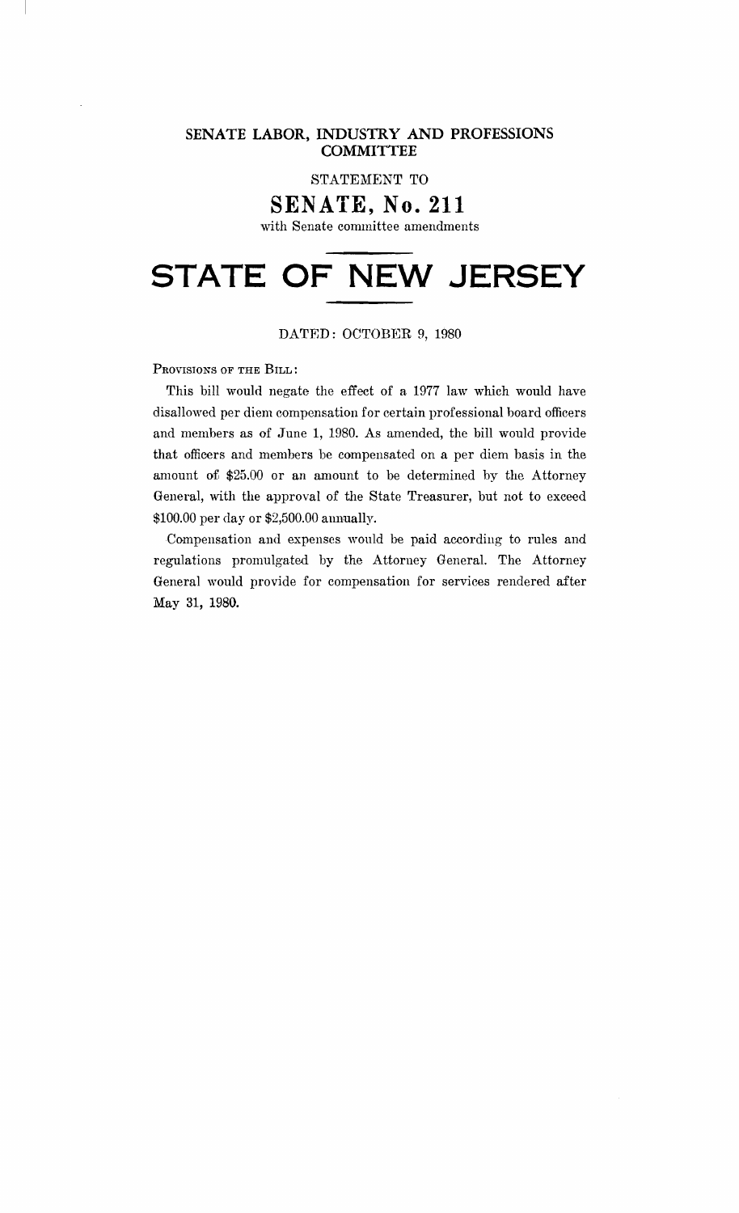## SENATE LABOR, INDUSTRY AND PROFESSIONS COMMITTEE

STATEMENT TO

# SENATE, No. 211

with Senate committee amendments

# STATE OF NEW JERSEY

DATED: OCTOBER 9, 1980

PROVISIONS OF THE BILL:

This bill would negate the effect of a 1977 law which would have disallowed per diem compensation for certain professional board officers and members as of June 1, 1980. As amended, the bill would provide that officers and members be compensated on a per diem basis in the amount of $25.00 or an amount to be determined by the Attorney General, with the approval of the State Treasurer, but not to exceed $100.00 per day or $2,500.00 annually.

Compensation and expenses would be paid according to rules and regulations promulgated by the Attorney General. The Attorney General would provide for compensation for services rendered after May 31, 1980.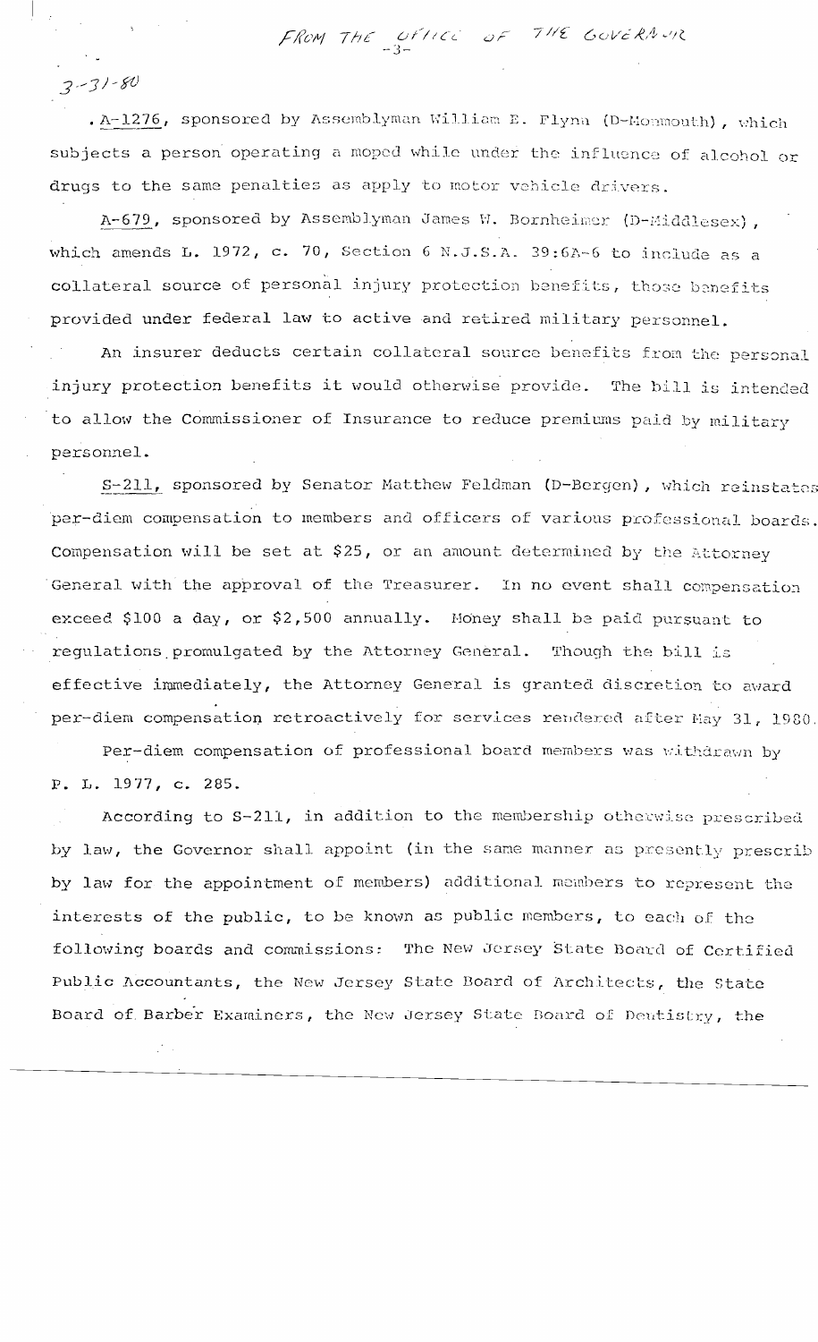FROM THE OFFICE OF THE GOVERNOR

3-31-80

. A-1276, sponsored by Assemblyman William E. Flynn (D-Monmouth), which subjects a person operating a moped while under the influence of alcohol or drugs to the same penalties as apply to motor vehicle drivers.

A-679, sponsored by Assemblyman James W. Bornheimer (D-Middlesex), which amends L. 1972, c. 70, Section 6 N.J.S.A. 39:6A-6 to include as a collateral source of personal injury protection benefits, those benefits provided under federal law to active and retired military personnel.

An insurer deducts certain collateral source benefits from the personal injury protection benefits it would otherwise provide. The bill is intended to allow the Commissioner of Insurance to reduce premiums paid by military personnel.

S-211, sponsored by Senator Matthew Feldman (D-Bergen), which reinstates per-diem compensation to members and officers of various professional boards. Compensation will be set at $25, or an amount determined by the Attorney General with the approval of the Treasurer. In no event shall compensation exceed $100 a day, or $2,500 annually. Money shall be paid pursuant to regulations promulgated by the Attorney General. Though the bill is effective immediately, the Attorney General is granted discretion to award per-diem compensation retroactively for services rendered after May 31, 1980.

Per-diem compensation of professional board members was withdrawn by P. L. 1977, c. 285.

According to S-211, in addition to the membership otherwise prescribed by law, the Governor shall appoint (in the same manner as presently prescrib by law for the appointment of members) additional members to represent the interests of the public, to be known as public members, to each of the following boards and commissions: The New Jersey State Board of Certified Public Accountants, the New Jersey State Board of Architects, the State Board of Barber Examiners, the New Jersey State Board of Dentistry, the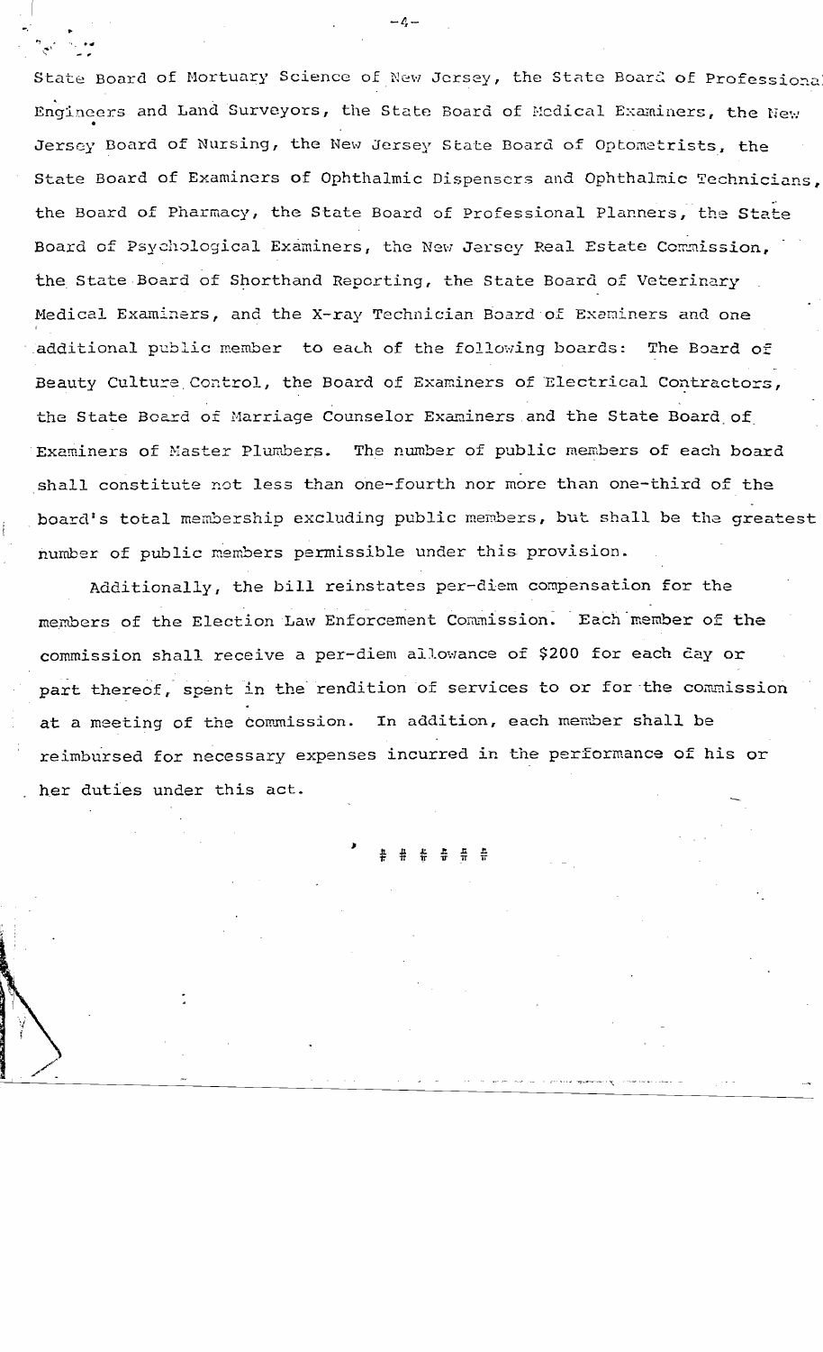State Board of Mortuary Science of New Jersey, the State Board of Professional Engineers and Land Surveyors, the State Board of Medical Examiners, the New Jersey Board of Nursing, the New Jersey State Board of Optometrists, the State Board of Examiners of Ophthalmic Dispensers and Ophthalmic Technicians, the Board of Pharmacy, the State Board of Professional Planners, the State Board of Psychological Examiners, the New Jersey Real Estate Commission, the State Board of Shorthand Reporting, the State Board of Veterinary Medical Examiners, and the X-ray Technician Board of Examiners and one additional public member to each of the following boards: The Board of Beauty Culture Control, the Board of Examiners of Electrical Contractors, the State Board of Marriage Counselor Examiners and the State Board of Examiners of Master Plumbers. The number of public members of each board shall constitute not less than one-fourth nor more than one-third of the board's total membership excluding public members, but shall be the greatest number of public members permissible under this provision.

Additionally, the bill reinstates per-diem compensation for the members of the Election Law Enforcement Commission. Each member of the commission shall receive a per-diem allowance of $200 for each day or part thereof, spent in the rendition of services to or for the commission at a meeting of the commission. In addition, each member shall be reimbursed for necessary expenses incurred in the performance of his or her duties under this act.

# # # # # #